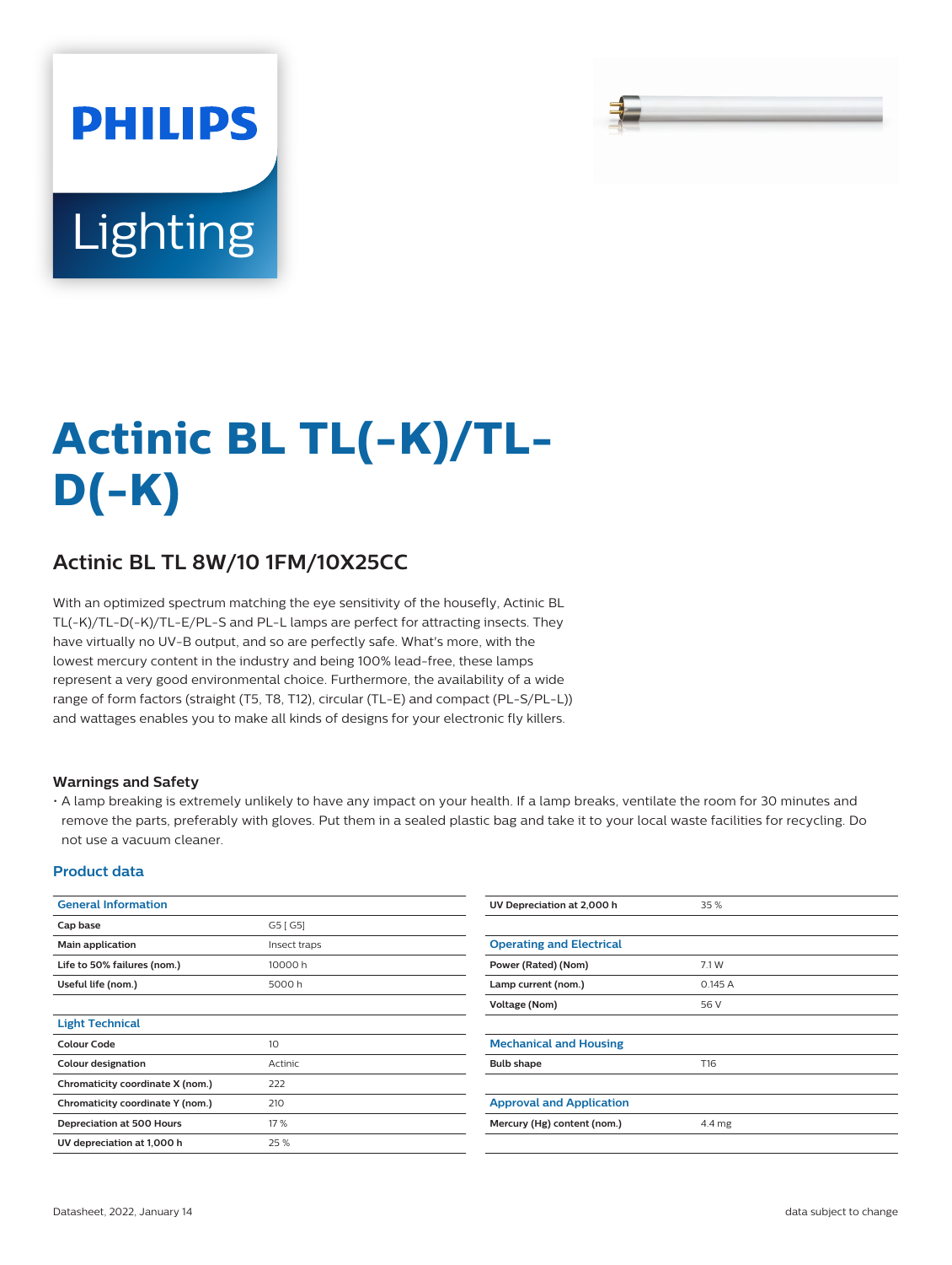# Actinic BL TL(-K)/TL-D(-K)

## Actinic BL TL 8W/10 1FM/10X25CC

With an optimized spectrum matching the eye sensitivity of the housefly, Actinic BL TL(-K)/TL-D(-K)/TL-E/PL-S and PL-L lamps are perfect for attracting insects. They have virtually no UV-B output, and so are perfectly safe. What's more, with the lowest mercury content in the industry and being 100% lead-free, these lamps represent a very good environmental choice. Furthermore, the availability of a wide range of form factors (straight (T5, T8, T12), circular (TL-E) and compact (PL-S/PL-L)) and wattages enables you to make all kinds of designs for your electronic fly killers.

### Warnings and Safety

- A lamp breaking is extremely unlikely to have any impact on your health. If a lamp breaks, ventilate the room for 30 minutes and remove the parts, preferably with gloves. Put them in a sealed plastic bag and take it to your local waste facilities for recycling. Do not use a vacuum cleaner.

### Product data

| General Information | |
|---|---|
| **Cap base** | G5 [ G5] |
| **Main application** | Insect traps |
| **Life to 50% failures (nom.)** | 10000 h |
| **Useful life (nom.)** | 5000 h |

| Light Technical | |
|---|---|
| **Colour Code** | 10 |
| **Colour designation** | Actinic |
| **Chromaticity coordinate X (nom.)** | 222 |
| **Chromaticity coordinate Y (nom.)** | 210 |
| **Depreciation at 500 Hours** | 17 % |
| **UV depreciation at 1,000 h** | 25 % |
| **UV Depreciation at 2,000 h** | 35 % |

| Operating and Electrical | |
|---|---|
| **Power (Rated) (Nom)** | 7.1 W |
| **Lamp current (nom.)** | 0.145 A |
| **Voltage (Nom)** | 56 V |

| Mechanical and Housing | |
|---|---|
| **Bulb shape** | T16 |

| Approval and Application | |
|---|---|
| **Mercury (Hg) content (nom.)** | 4.4 mg |

Datasheet, 2022, January 14 data subject to change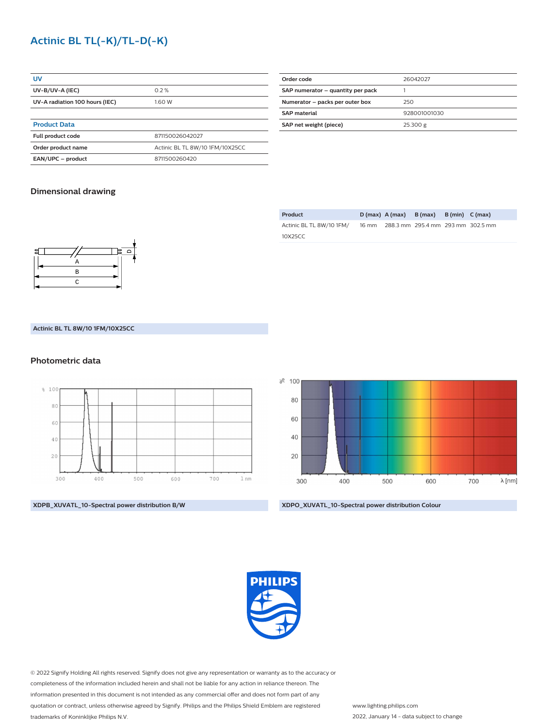# Actinic BL TL(-K)/TL-D(-K)

| UV | |
|---|---|
| UV-B/UV-A (IEC) | 0.2 % |
| UV-A radiation 100 hours (IEC) | 1.60 W |

| Product Data | |
|---|---|
| Full product code | 871150026042027 |
| Order product name | Actinic BL TL 8W/10 1FM/10X25CC |
| EAN/UPC – product | 8711500260420 |

| | |
|---|---|
| Order code | 26042027 |
| SAP numerator – quantity per pack | 1 |
| Numerator – packs per outer box | 250 |
| SAP material | 928001001030 |
| SAP net weight (piece) | 25.300 g |

## Dimensional drawing

D
A
B
C

| Product | D (max) | A (max) | B (max) | B (min) | C (max) |
|---|---|---|---|---|---|
| Actinic BL TL 8W/10 1FM/10X25CC | 16 mm | 288.3 mm | 295.4 mm | 293 mm | 302.5 mm |

Actinic BL TL 8W/10 1FM/10X25CC

## Photometric data

% 100
80
60
40
20
300
400
500
600
700
λ nm

XDPB_XUVATL_10-Spectral power distribution B/W

% 100
80
60
40
20
300
400
500
600
700
λ [nm]

XDPO_XUVATL_10-Spectral power distribution Colour

PHILIPS

© 2022 Signify Holding All rights reserved. Signify does not give any representation or warranty as to the accuracy or completeness of the information included herein and shall not be liable for any action in reliance thereon. The information presented in this document is not intended as any commercial offer and does not form part of any quotation or contract, unless otherwise agreed by Signify. Philips and the Philips Shield Emblem are registered trademarks of Koninklijke Philips N.V.

www.lighting.philips.com

2022, January 14 - data subject to change